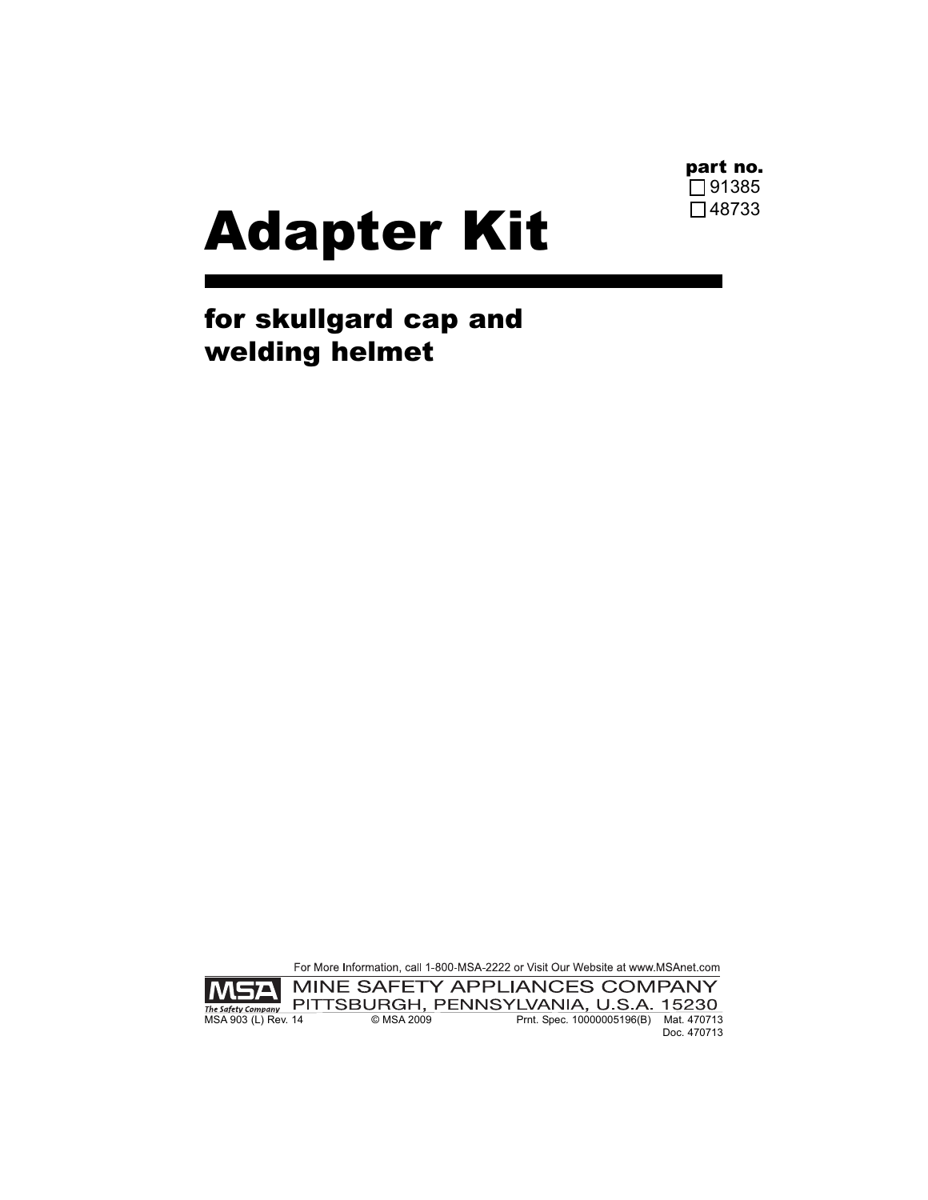**part no.**
- ☐ 91385
- ☐ 48733

# Adapter Kit

## for skullgard cap and welding helmet

For More Information, call 1-800-MSA-2222 or Visit Our Website at www.MSAnet.com

MSA
The Safety Company

MINE SAFETY APPLIANCES COMPANY
PITTSBURGH, PENNSYLVANIA, U.S.A. 15230

MSA 903 (L) Rev. 14 © MSA 2009 Prnt. Spec. 10000005196(B) Mat. 470713
Doc. 470713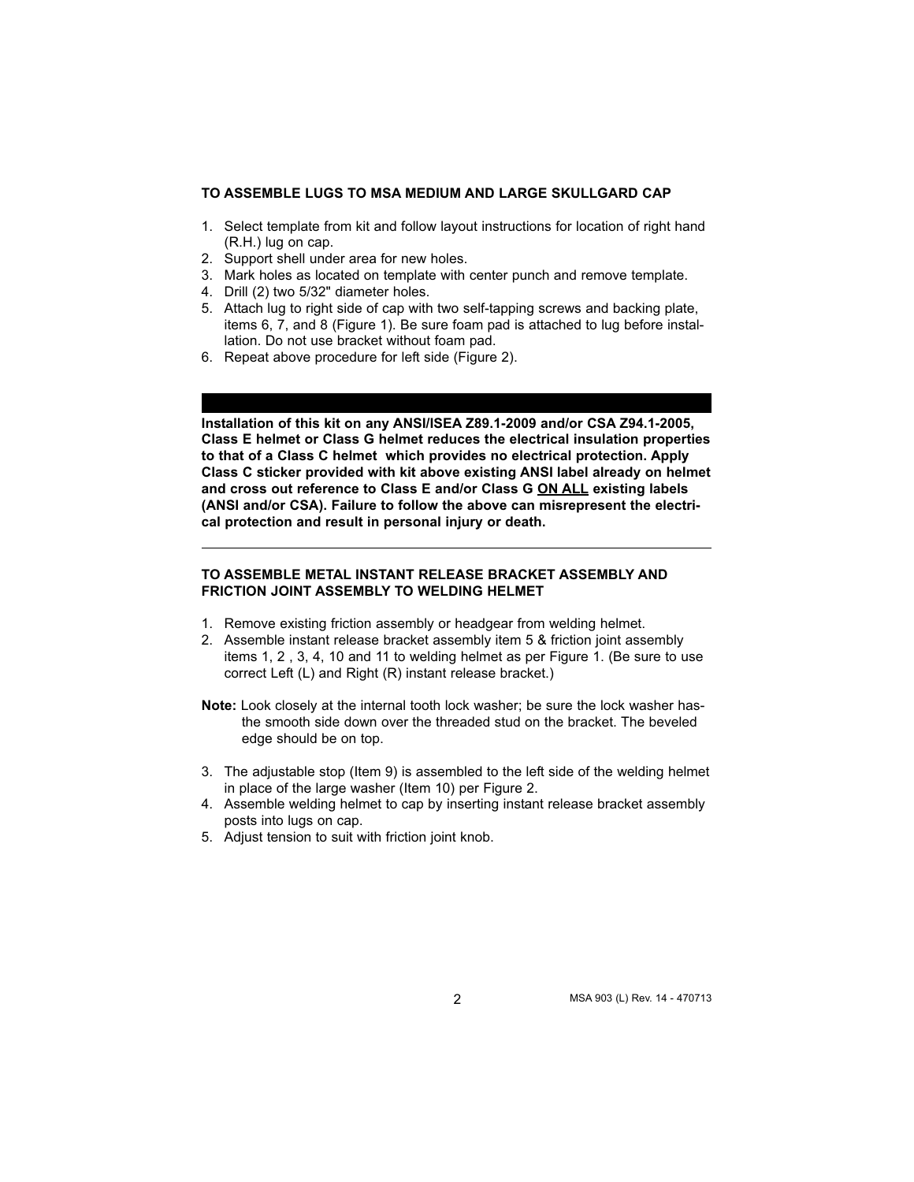### TO ASSEMBLE LUGS TO MSA MEDIUM AND LARGE SKULLGARD CAP

1. Select template from kit and follow layout instructions for location of right hand (R.H.) lug on cap.
2. Support shell under area for new holes.
3. Mark holes as located on template with center punch and remove template.
4. Drill (2) two 5/32" diameter holes.
5. Attach lug to right side of cap with two self-tapping screws and backing plate, items 6, 7, and 8 (Figure 1). Be sure foam pad is attached to lug before installation. Do not use bracket without foam pad.
6. Repeat above procedure for left side (Figure 2).

**Installation of this kit on any ANSI/ISEA Z89.1-2009 and/or CSA Z94.1-2005, Class E helmet or Class G helmet reduces the electrical insulation properties to that of a Class C helmet which provides no electrical protection. Apply Class C sticker provided with kit above existing ANSI label already on helmet and cross out reference to Class E and/or Class G <u>ON ALL</u> existing labels (ANSI and/or CSA). Failure to follow the above can misrepresent the electrical protection and result in personal injury or death.**

---

### TO ASSEMBLE METAL INSTANT RELEASE BRACKET ASSEMBLY AND FRICTION JOINT ASSEMBLY TO WELDING HELMET

1. Remove existing friction assembly or headgear from welding helmet.
2. Assemble instant release bracket assembly item 5 & friction joint assembly items 1, 2 , 3, 4, 10 and 11 to welding helmet as per Figure 1. (Be sure to use correct Left (L) and Right (R) instant release bracket.)

**Note:** Look closely at the internal tooth lock washer; be sure the lock washer has the smooth side down over the threaded stud on the bracket. The beveled edge should be on top.

3. The adjustable stop (Item 9) is assembled to the left side of the welding helmet in place of the large washer (Item 10) per Figure 2.
4. Assemble welding helmet to cap by inserting instant release bracket assembly posts into lugs on cap.
5. Adjust tension to suit with friction joint knob.

MSA 903 (L) Rev. 14 - 470713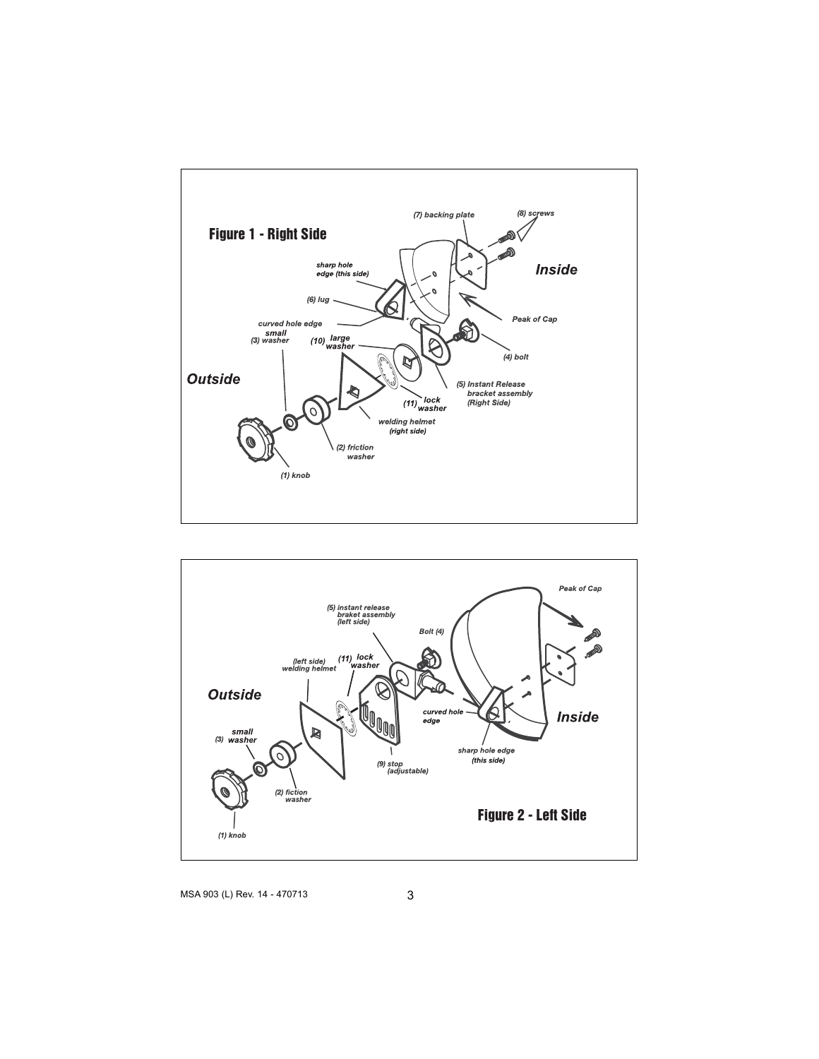## Figure 1 - Right Side

(7) backing plate

(8) screws

Inside

sharp hole edge (this side)

(6) lug

Peak of Cap

curved hole edge

small (3) washer

(10) large washer

(4) bolt

Outside

(5) Instant Release bracket assembly (Right Side)

(11) lock washer

welding helmet (right side)

(2) friction washer

(1) knob

## Figure 2 - Left Side

Peak of Cap

(5) instant release braket assembly (left side)

Bolt (4)

(left side) welding helmet

(11) lock washer

Outside

curved hole edge

Inside

(3) small washer

sharp hole edge (this side)

(9) stop (adjustable)

(2) fiction washer

(1) knob

MSA 903 (L) Rev. 14 - 470713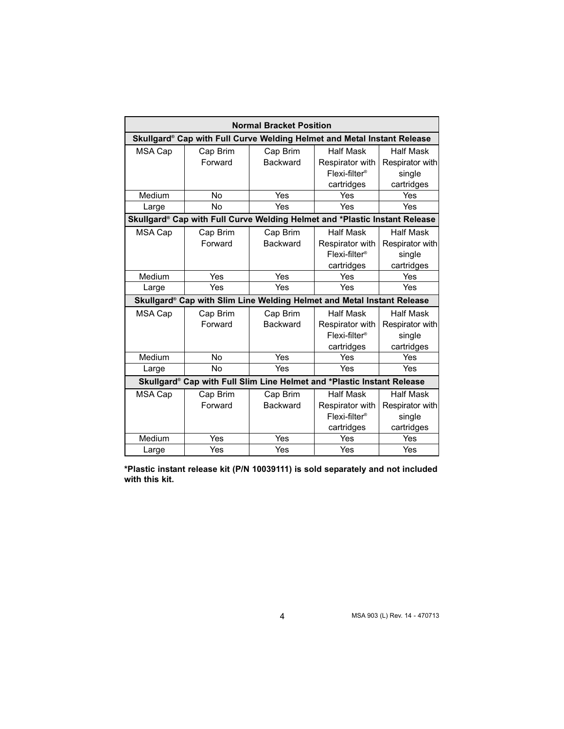| Normal Bracket Position | | | | |
|---|---|---|---|---|
| **Skullgard® Cap with Full Curve Welding Helmet and Metal Instant Release** | | | | |
| MSA Cap | Cap Brim Forward | Cap Brim Backward | Half Mask Respirator with Flexi-filter® cartridges | Half Mask Respirator with single cartridges |
| Medium | No | Yes | Yes | Yes |
| Large | No | Yes | Yes | Yes |
| **Skullgard® Cap with Full Curve Welding Helmet and *Plastic Instant Release** | | | | |
| MSA Cap | Cap Brim Forward | Cap Brim Backward | Half Mask Respirator with Flexi-filter® cartridges | Half Mask Respirator with single cartridges |
| Medium | Yes | Yes | Yes | Yes |
| Large | Yes | Yes | Yes | Yes |
| **Skullgard® Cap with Slim Line Welding Helmet and Metal Instant Release** | | | | |
| MSA Cap | Cap Brim Forward | Cap Brim Backward | Half Mask Respirator with Flexi-filter® cartridges | Half Mask Respirator with single cartridges |
| Medium | No | Yes | Yes | Yes |
| Large | No | Yes | Yes | Yes |
| **Skullgard® Cap with Full Slim Line Helmet and *Plastic Instant Release** | | | | |
| MSA Cap | Cap Brim Forward | Cap Brim Backward | Half Mask Respirator with Flexi-filter® cartridges | Half Mask Respirator with single cartridges |
| Medium | Yes | Yes | Yes | Yes |
| Large | Yes | Yes | Yes | Yes |

**\*Plastic instant release kit (P/N 10039111) is sold separately and not included with this kit.**

MSA 903 (L) Rev. 14 - 470713